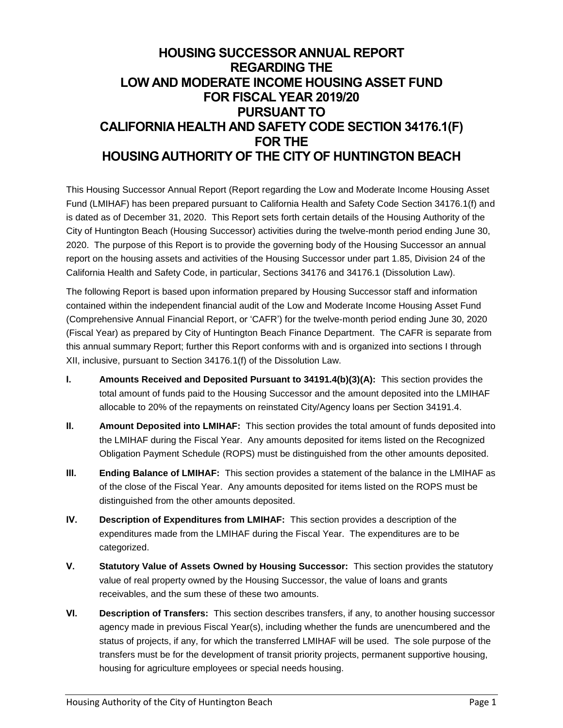# HOUSING SUCCESSOR ANNUAL REPORT REGARDING THE LOW AND MODERATE INCOME HOUSING ASSET FUND FOR FISCAL YEAR 2019/20 PURSUANT TO CALIFORNIA HEALTH AND SAFETY CODE SECTION 34176.1(F) FOR THE HOUSING AUTHORITY OF THE CITY OF HUNTINGTON BEACH

This Housing Successor Annual Report (Report regarding the Low and Moderate Income Housing Asset Fund (LMIHAF) has been prepared pursuant to California Health and Safety Code Section 34176.1(f) and is dated as of December 31, 2020. This Report sets forth certain details of the Housing Authority of the City of Huntington Beach (Housing Successor) activities during the twelve-month period ending June 30, 2020. The purpose of this Report is to provide the governing body of the Housing Successor an annual report on the housing assets and activities of the Housing Successor under part 1.85, Division 24 of the California Health and Safety Code, in particular, Sections 34176 and 34176.1 (Dissolution Law).

The following Report is based upon information prepared by Housing Successor staff and information contained within the independent financial audit of the Low and Moderate Income Housing Asset Fund (Comprehensive Annual Financial Report, or 'CAFR') for the twelve-month period ending June 30, 2020 (Fiscal Year) as prepared by City of Huntington Beach Finance Department. The CAFR is separate from this annual summary Report; further this Report conforms with and is organized into sections I through XII, inclusive, pursuant to Section 34176.1(f) of the Dissolution Law.

**I. Amounts Received and Deposited Pursuant to 34191.4(b)(3)(A):** This section provides the total amount of funds paid to the Housing Successor and the amount deposited into the LMIHAF allocable to 20% of the repayments on reinstated City/Agency loans per Section 34191.4.

**II. Amount Deposited into LMIHAF:** This section provides the total amount of funds deposited into the LMIHAF during the Fiscal Year. Any amounts deposited for items listed on the Recognized Obligation Payment Schedule (ROPS) must be distinguished from the other amounts deposited.

**III. Ending Balance of LMIHAF:** This section provides a statement of the balance in the LMIHAF as of the close of the Fiscal Year. Any amounts deposited for items listed on the ROPS must be distinguished from the other amounts deposited.

**IV. Description of Expenditures from LMIHAF:** This section provides a description of the expenditures made from the LMIHAF during the Fiscal Year. The expenditures are to be categorized.

**V. Statutory Value of Assets Owned by Housing Successor:** This section provides the statutory value of real property owned by the Housing Successor, the value of loans and grants receivables, and the sum these of these two amounts.

**VI. Description of Transfers:** This section describes transfers, if any, to another housing successor agency made in previous Fiscal Year(s), including whether the funds are unencumbered and the status of projects, if any, for which the transferred LMIHAF will be used. The sole purpose of the transfers must be for the development of transit priority projects, permanent supportive housing, housing for agriculture employees or special needs housing.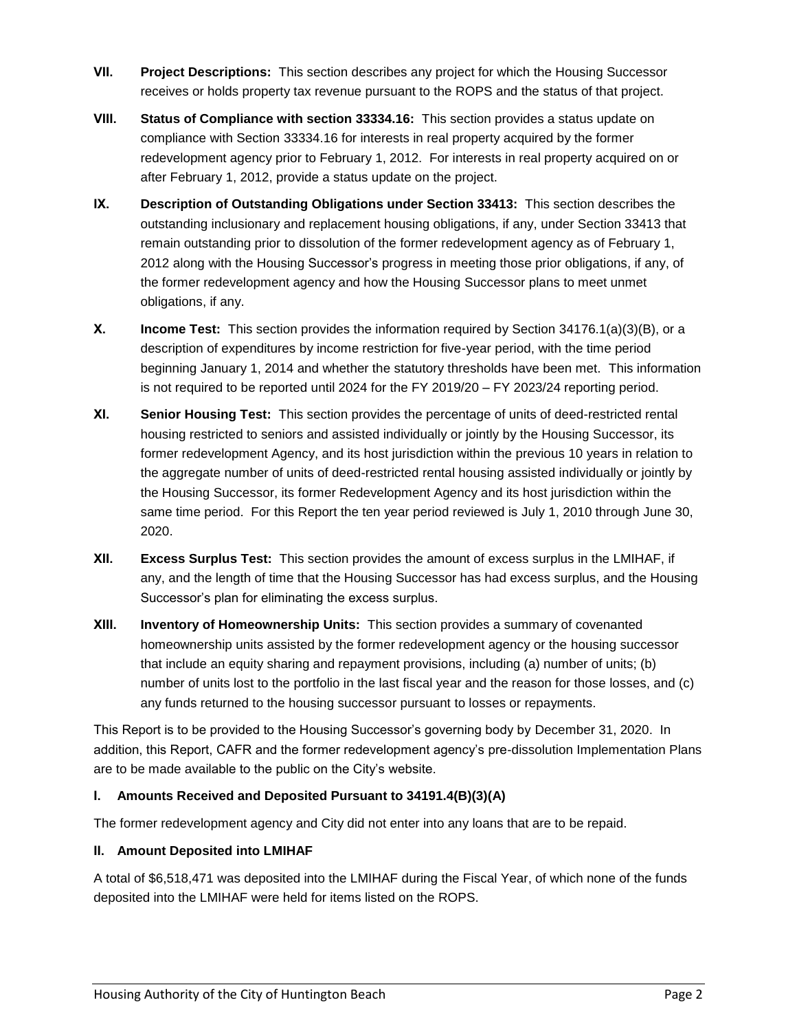**VII.** **Project Descriptions:** This section describes any project for which the Housing Successor receives or holds property tax revenue pursuant to the ROPS and the status of that project.

**VIII.** **Status of Compliance with section 33334.16:** This section provides a status update on compliance with Section 33334.16 for interests in real property acquired by the former redevelopment agency prior to February 1, 2012. For interests in real property acquired on or after February 1, 2012, provide a status update on the project.

**IX.** **Description of Outstanding Obligations under Section 33413:** This section describes the outstanding inclusionary and replacement housing obligations, if any, under Section 33413 that remain outstanding prior to dissolution of the former redevelopment agency as of February 1, 2012 along with the Housing Successor's progress in meeting those prior obligations, if any, of the former redevelopment agency and how the Housing Successor plans to meet unmet obligations, if any.

**X.** **Income Test:** This section provides the information required by Section 34176.1(a)(3)(B), or a description of expenditures by income restriction for five-year period, with the time period beginning January 1, 2014 and whether the statutory thresholds have been met. This information is not required to be reported until 2024 for the FY 2019/20 – FY 2023/24 reporting period.

**XI.** **Senior Housing Test:** This section provides the percentage of units of deed-restricted rental housing restricted to seniors and assisted individually or jointly by the Housing Successor, its former redevelopment Agency, and its host jurisdiction within the previous 10 years in relation to the aggregate number of units of deed-restricted rental housing assisted individually or jointly by the Housing Successor, its former Redevelopment Agency and its host jurisdiction within the same time period. For this Report the ten year period reviewed is July 1, 2010 through June 30, 2020.

**XII.** **Excess Surplus Test:** This section provides the amount of excess surplus in the LMIHAF, if any, and the length of time that the Housing Successor has had excess surplus, and the Housing Successor's plan for eliminating the excess surplus.

**XIII.** **Inventory of Homeownership Units:** This section provides a summary of covenanted homeownership units assisted by the former redevelopment agency or the housing successor that include an equity sharing and repayment provisions, including (a) number of units; (b) number of units lost to the portfolio in the last fiscal year and the reason for those losses, and (c) any funds returned to the housing successor pursuant to losses or repayments.

This Report is to be provided to the Housing Successor's governing body by December 31, 2020. In addition, this Report, CAFR and the former redevelopment agency's pre-dissolution Implementation Plans are to be made available to the public on the City's website.

### I. Amounts Received and Deposited Pursuant to 34191.4(B)(3)(A)

The former redevelopment agency and City did not enter into any loans that are to be repaid.

### II. Amount Deposited into LMIHAF

A total of $6,518,471 was deposited into the LMIHAF during the Fiscal Year, of which none of the funds deposited into the LMIHAF were held for items listed on the ROPS.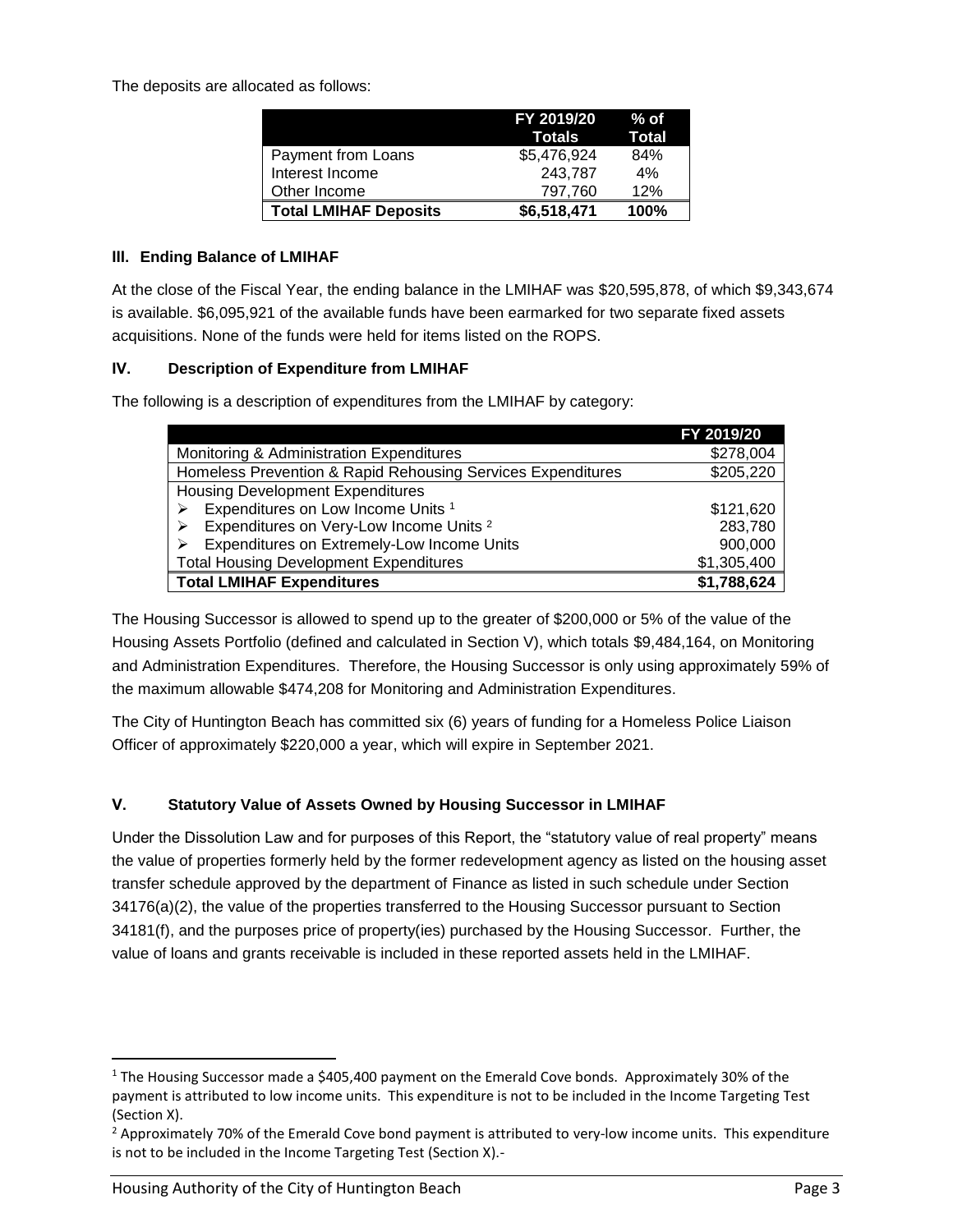The deposits are allocated as follows:

| | FY 2019/20 Totals | % of Total |
|---|---|---|
| Payment from Loans | $5,476,924 | 84% |
| Interest Income | 243,787 | 4% |
| Other Income | 797,760 | 12% |
| **Total LMIHAF Deposits** | **$6,518,471** | **100%** |

### III. Ending Balance of LMIHAF

At the close of the Fiscal Year, the ending balance in the LMIHAF was $20,595,878, of which $9,343,674 is available. $6,095,921 of the available funds have been earmarked for two separate fixed assets acquisitions. None of the funds were held for items listed on the ROPS.

### IV. Description of Expenditure from LMIHAF

The following is a description of expenditures from the LMIHAF by category:

| | FY 2019/20 |
|---|---|
| Monitoring & Administration Expenditures | $278,004 |
| Homeless Prevention & Rapid Rehousing Services Expenditures | $205,220 |
| Housing Development Expenditures | |
| ➢ Expenditures on Low Income Units [1] | $121,620 |
| ➢ Expenditures on Very-Low Income Units [2] | 283,780 |
| ➢ Expenditures on Extremely-Low Income Units | 900,000 |
| Total Housing Development Expenditures | $1,305,400 |
| **Total LMIHAF Expenditures** | **$1,788,624** |

The Housing Successor is allowed to spend up to the greater of $200,000 or 5% of the value of the Housing Assets Portfolio (defined and calculated in Section V), which totals $9,484,164, on Monitoring and Administration Expenditures. Therefore, the Housing Successor is only using approximately 59% of the maximum allowable $474,208 for Monitoring and Administration Expenditures.

The City of Huntington Beach has committed six (6) years of funding for a Homeless Police Liaison Officer of approximately $220,000 a year, which will expire in September 2021.

### V. Statutory Value of Assets Owned by Housing Successor in LMIHAF

Under the Dissolution Law and for purposes of this Report, the "statutory value of real property" means the value of properties formerly held by the former redevelopment agency as listed on the housing asset transfer schedule approved by the department of Finance as listed in such schedule under Section 34176(a)(2), the value of the properties transferred to the Housing Successor pursuant to Section 34181(f), and the purposes price of property(ies) purchased by the Housing Successor. Further, the value of loans and grants receivable is included in these reported assets held in the LMIHAF.

---

[1] The Housing Successor made a $405,400 payment on the Emerald Cove bonds. Approximately 30% of the payment is attributed to low income units. This expenditure is not to be included in the Income Targeting Test (Section X).

[2] Approximately 70% of the Emerald Cove bond payment is attributed to very-low income units. This expenditure is not to be included in the Income Targeting Test (Section X).-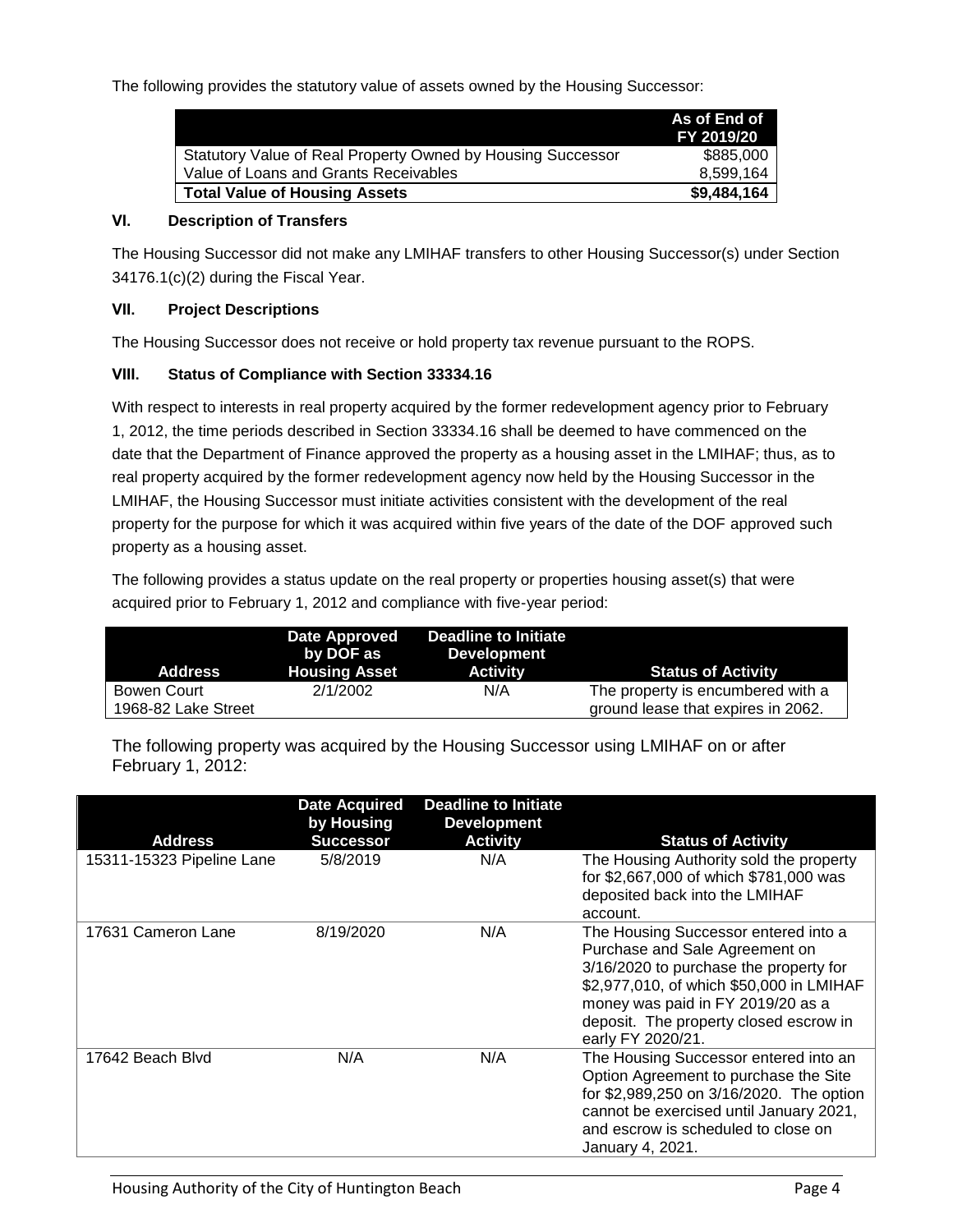The following provides the statutory value of assets owned by the Housing Successor:

| | As of End of FY 2019/20 |
|---|---|
| Statutory Value of Real Property Owned by Housing Successor | $885,000 |
| Value of Loans and Grants Receivables | 8,599,164 |
| **Total Value of Housing Assets** | **$9,484,164** |

### VI. Description of Transfers

The Housing Successor did not make any LMIHAF transfers to other Housing Successor(s) under Section 34176.1(c)(2) during the Fiscal Year.

### VII. Project Descriptions

The Housing Successor does not receive or hold property tax revenue pursuant to the ROPS.

### VIII. Status of Compliance with Section 33334.16

With respect to interests in real property acquired by the former redevelopment agency prior to February 1, 2012, the time periods described in Section 33334.16 shall be deemed to have commenced on the date that the Department of Finance approved the property as a housing asset in the LMIHAF; thus, as to real property acquired by the former redevelopment agency now held by the Housing Successor in the LMIHAF, the Housing Successor must initiate activities consistent with the development of the real property for the purpose for which it was acquired within five years of the date of the DOF approved such property as a housing asset.

The following provides a status update on the real property or properties housing asset(s) that were acquired prior to February 1, 2012 and compliance with five-year period:

| Address | Date Approved by DOF as Housing Asset | Deadline to Initiate Development Activity | Status of Activity |
|---|---|---|---|
| Bowen Court 1968-82 Lake Street | 2/1/2002 | N/A | The property is encumbered with a ground lease that expires in 2062. |

The following property was acquired by the Housing Successor using LMIHAF on or after February 1, 2012:

| Address | Date Acquired by Housing Successor | Deadline to Initiate Development Activity | Status of Activity |
|---|---|---|---|
| 15311-15323 Pipeline Lane | 5/8/2019 | N/A | The Housing Authority sold the property for $2,667,000 of which $781,000 was deposited back into the LMIHAF account. |
| 17631 Cameron Lane | 8/19/2020 | N/A | The Housing Successor entered into a Purchase and Sale Agreement on 3/16/2020 to purchase the property for $2,977,010, of which $50,000 in LMIHAF money was paid in FY 2019/20 as a deposit. The property closed escrow in early FY 2020/21. |
| 17642 Beach Blvd | N/A | N/A | The Housing Successor entered into an Option Agreement to purchase the Site for $2,989,250 on 3/16/2020. The option cannot be exercised until January 2021, and escrow is scheduled to close on January 4, 2021. |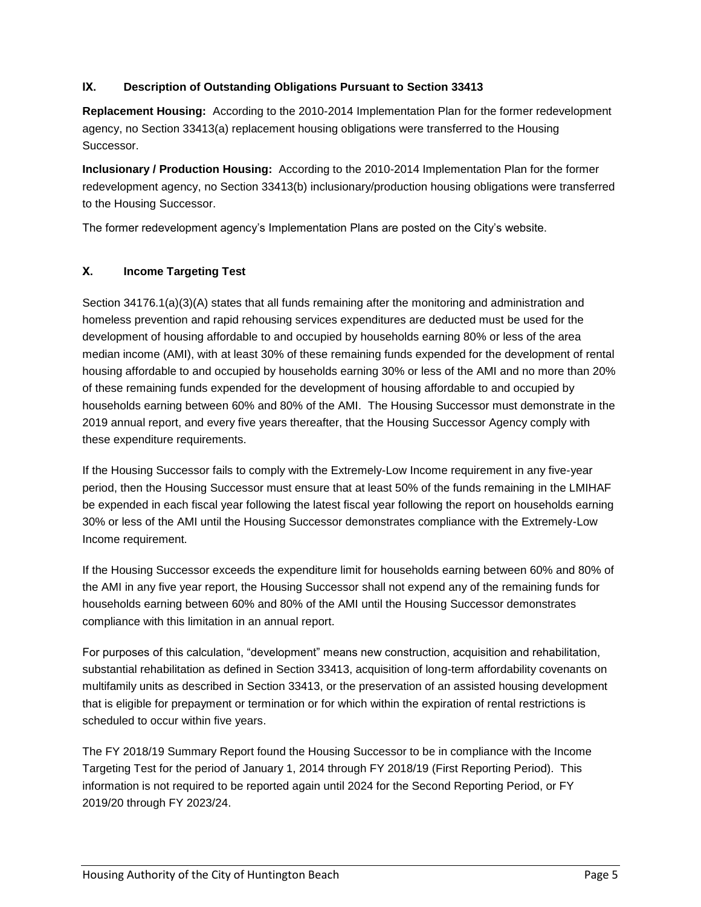## IX. Description of Outstanding Obligations Pursuant to Section 33413

**Replacement Housing:** According to the 2010-2014 Implementation Plan for the former redevelopment agency, no Section 33413(a) replacement housing obligations were transferred to the Housing Successor.

**Inclusionary / Production Housing:** According to the 2010-2014 Implementation Plan for the former redevelopment agency, no Section 33413(b) inclusionary/production housing obligations were transferred to the Housing Successor.

The former redevelopment agency's Implementation Plans are posted on the City's website.

## X. Income Targeting Test

Section 34176.1(a)(3)(A) states that all funds remaining after the monitoring and administration and homeless prevention and rapid rehousing services expenditures are deducted must be used for the development of housing affordable to and occupied by households earning 80% or less of the area median income (AMI), with at least 30% of these remaining funds expended for the development of rental housing affordable to and occupied by households earning 30% or less of the AMI and no more than 20% of these remaining funds expended for the development of housing affordable to and occupied by households earning between 60% and 80% of the AMI. The Housing Successor must demonstrate in the 2019 annual report, and every five years thereafter, that the Housing Successor Agency comply with these expenditure requirements.

If the Housing Successor fails to comply with the Extremely-Low Income requirement in any five-year period, then the Housing Successor must ensure that at least 50% of the funds remaining in the LMIHAF be expended in each fiscal year following the latest fiscal year following the report on households earning 30% or less of the AMI until the Housing Successor demonstrates compliance with the Extremely-Low Income requirement.

If the Housing Successor exceeds the expenditure limit for households earning between 60% and 80% of the AMI in any five year report, the Housing Successor shall not expend any of the remaining funds for households earning between 60% and 80% of the AMI until the Housing Successor demonstrates compliance with this limitation in an annual report.

For purposes of this calculation, "development" means new construction, acquisition and rehabilitation, substantial rehabilitation as defined in Section 33413, acquisition of long-term affordability covenants on multifamily units as described in Section 33413, or the preservation of an assisted housing development that is eligible for prepayment or termination or for which within the expiration of rental restrictions is scheduled to occur within five years.

The FY 2018/19 Summary Report found the Housing Successor to be in compliance with the Income Targeting Test for the period of January 1, 2014 through FY 2018/19 (First Reporting Period). This information is not required to be reported again until 2024 for the Second Reporting Period, or FY 2019/20 through FY 2023/24.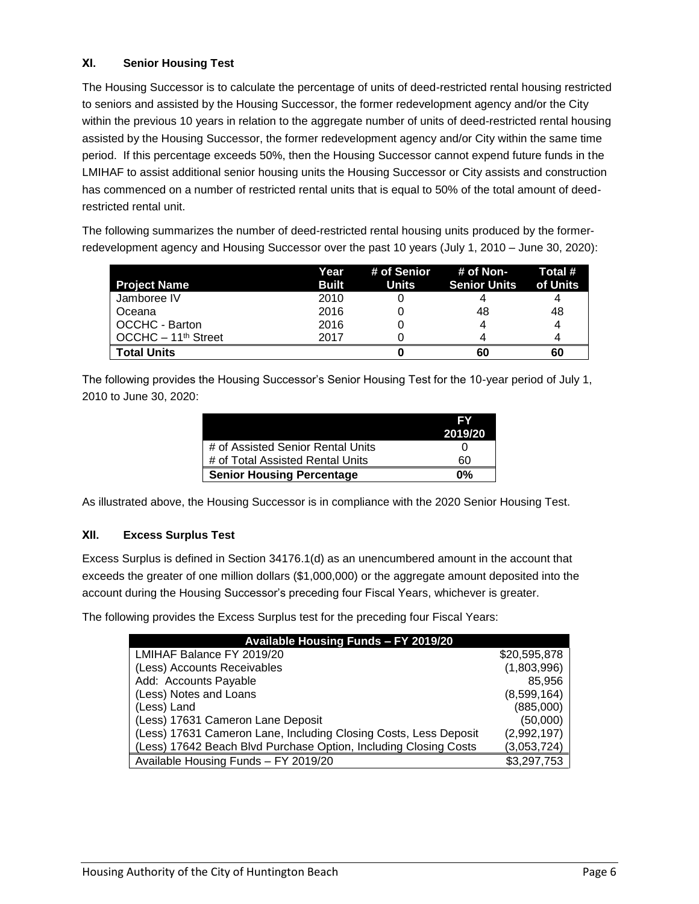## XI. Senior Housing Test

The Housing Successor is to calculate the percentage of units of deed-restricted rental housing restricted to seniors and assisted by the Housing Successor, the former redevelopment agency and/or the City within the previous 10 years in relation to the aggregate number of units of deed-restricted rental housing assisted by the Housing Successor, the former redevelopment agency and/or City within the same time period. If this percentage exceeds 50%, then the Housing Successor cannot expend future funds in the LMIHAF to assist additional senior housing units the Housing Successor or City assists and construction has commenced on a number of restricted rental units that is equal to 50% of the total amount of deed-restricted rental unit.

The following summarizes the number of deed-restricted rental housing units produced by the former-redevelopment agency and Housing Successor over the past 10 years (July 1, 2010 – June 30, 2020):

| Project Name | Year Built | # of Senior Units | # of Non-Senior Units | Total # of Units |
|---|---|---|---|---|
| Jamboree IV | 2010 | 0 | 4 | 4 |
| Oceana | 2016 | 0 | 48 | 48 |
| OCCHC - Barton | 2016 | 0 | 4 | 4 |
| OCCHC – 11th Street | 2017 | 0 | 4 | 4 |
| **Total Units** | | **0** | **60** | **60** |

The following provides the Housing Successor's Senior Housing Test for the 10-year period of July 1, 2010 to June 30, 2020:

| | FY 2019/20 |
|---|---|
| # of Assisted Senior Rental Units | 0 |
| # of Total Assisted Rental Units | 60 |
| **Senior Housing Percentage** | **0%** |

As illustrated above, the Housing Successor is in compliance with the 2020 Senior Housing Test.

## XII. Excess Surplus Test

Excess Surplus is defined in Section 34176.1(d) as an unencumbered amount in the account that exceeds the greater of one million dollars ($1,000,000) or the aggregate amount deposited into the account during the Housing Successor's preceding four Fiscal Years, whichever is greater.

The following provides the Excess Surplus test for the preceding four Fiscal Years:

| Available Housing Funds – FY 2019/20 | |
|---|---|
| LMIHAF Balance FY 2019/20 | $20,595,878 |
| (Less) Accounts Receivables | (1,803,996) |
| Add: Accounts Payable | 85,956 |
| (Less) Notes and Loans | (8,599,164) |
| (Less) Land | (885,000) |
| (Less) 17631 Cameron Lane Deposit | (50,000) |
| (Less) 17631 Cameron Lane, Including Closing Costs, Less Deposit | (2,992,197) |
| (Less) 17642 Beach Blvd Purchase Option, Including Closing Costs | (3,053,724) |
| Available Housing Funds – FY 2019/20 | $3,297,753 |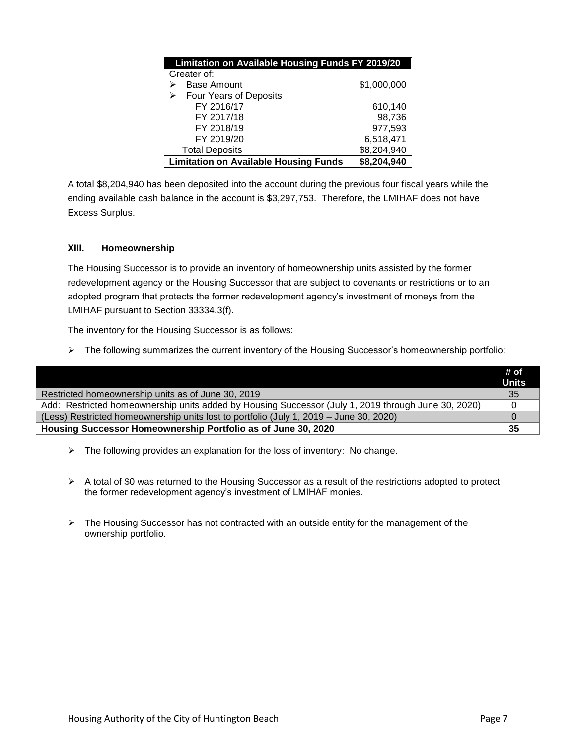| Limitation on Available Housing Funds FY 2019/20 | |
|---|---|
| Greater of: | |
| ➢ Base Amount | $1,000,000 |
| ➢ Four Years of Deposits | |
| FY 2016/17 | 610,140 |
| FY 2017/18 | 98,736 |
| FY 2018/19 | 977,593 |
| FY 2019/20 | 6,518,471 |
| Total Deposits | $8,204,940 |
| **Limitation on Available Housing Funds** | **$8,204,940** |

A total $8,204,940 has been deposited into the account during the previous four fiscal years while the ending available cash balance in the account is $3,297,753. Therefore, the LMIHAF does not have Excess Surplus.

## XIII. Homeownership

The Housing Successor is to provide an inventory of homeownership units assisted by the former redevelopment agency or the Housing Successor that are subject to covenants or restrictions or to an adopted program that protects the former redevelopment agency's investment of moneys from the LMIHAF pursuant to Section 33334.3(f).

The inventory for the Housing Successor is as follows:

- The following summarizes the current inventory of the Housing Successor's homeownership portfolio:

| | # of Units |
|---|---|
| Restricted homeownership units as of June 30, 2019 | 35 |
| Add: Restricted homeownership units added by Housing Successor (July 1, 2019 through June 30, 2020) | 0 |
| (Less) Restricted homeownership units lost to portfolio (July 1, 2019 – June 30, 2020) | 0 |
| **Housing Successor Homeownership Portfolio as of June 30, 2020** | **35** |

- The following provides an explanation for the loss of inventory: No change.
- A total of $0 was returned to the Housing Successor as a result of the restrictions adopted to protect the former redevelopment agency's investment of LMIHAF monies.
- The Housing Successor has not contracted with an outside entity for the management of the ownership portfolio.